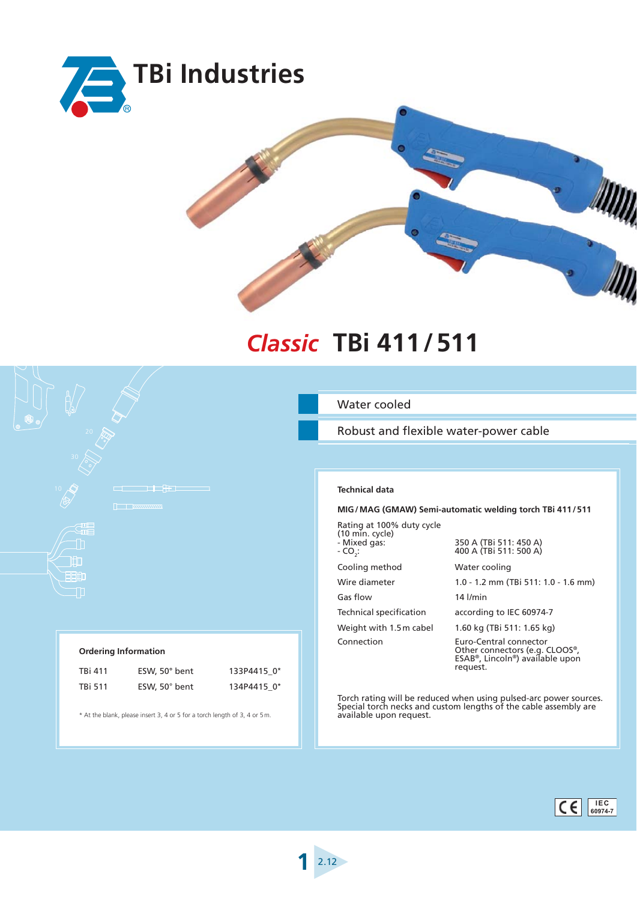# TBi Industries

# *Classic* TBi 411 / 511

- Water cooled
- Robust and flexible water-power cable

## Technical data

**MIG / MAG (GMAW) Semi-automatic welding torch TBi 411 / 511**

| | |
|---|---|
| Rating at 100% duty cycle (10 min. cycle) | |
| - Mixed gas: | 350 A (TBi 511: 450 A) |
| - $CO_2$: | 400 A (TBi 511: 500 A) |
| Cooling method | Water cooling |
| Wire diameter | 1.0 - 1.2 mm (TBi 511: 1.0 - 1.6 mm) |
| Gas flow | 14 l/min |
| Technical specification | according to IEC 60974-7 |
| Weight with 1.5 m cabel | 1.60 kg (TBi 511: 1.65 kg) |
| Connection | Euro-Central connector Other connectors (e.g. CLOOS®, ESAB®, Lincoln®) available upon request. |

Torch rating will be reduced when using pulsed-arc power sources. Special torch necks and custom lengths of the cable assembly are available upon request.

## Ordering Information

| | | |
|---|---|---|
| TBi 411 | ESW, 50° bent | 133P4415_0* |
| TBi 511 | ESW, 50° bent | 134P4415_0* |

* At the blank, please insert 3, 4 or 5 for a torch length of 3, 4 or 5 m.

CE IEC 60974-7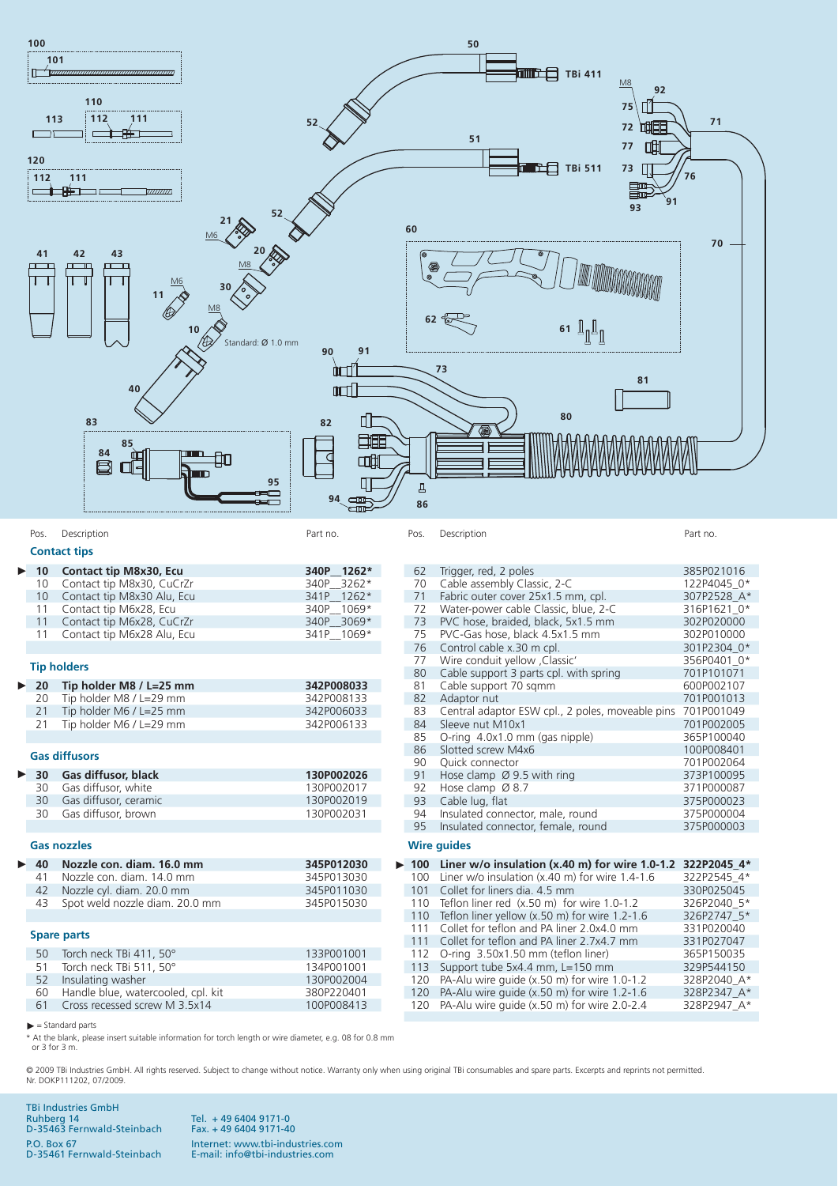| Pos. | Description | Part no. |
|---|---|---|
| | **Contact tips** | |
| ▶ **10** | **Contact tip M8x30, Ecu** | **340P__1262*** |
| 10 | Contact tip M8x30, CuCrZr | 340P__3262* |
| 10 | Contact tip M8x30 Alu, Ecu | 341P__1262* |
| 11 | Contact tip M6x28, Ecu | 340P__1069* |
| 11 | Contact tip M6x28, CuCrZr | 340P__3069* |
| 11 | Contact tip M6x28 Alu, Ecu | 341P__1069* |
| | **Tip holders** | |
| ▶ **20** | **Tip holder M8 / L=25 mm** | **342P008033** |
| 20 | Tip holder M8 / L=29 mm | 342P008133 |
| 21 | Tip holder M6 / L=25 mm | 342P006033 |
| 21 | Tip holder M6 / L=29 mm | 342P006133 |
| | **Gas diffusors** | |
| ▶ **30** | **Gas diffusor, black** | **130P002026** |
| 30 | Gas diffusor, white | 130P002017 |
| 30 | Gas diffusor, ceramic | 130P002019 |
| 30 | Gas diffusor, brown | 130P002031 |
| | **Gas nozzles** | |
| ▶ **40** | **Nozzle con. diam. 16.0 mm** | **345P012030** |
| 41 | Nozzle con. diam. 14.0 mm | 345P013030 |
| 42 | Nozzle cyl. diam. 20.0 mm | 345P011030 |
| 43 | Spot weld nozzle diam. 20.0 mm | 345P015030 |
| | **Spare parts** | |
| 50 | Torch neck TBi 411, 50° | 133P001001 |
| 51 | Torch neck TBi 511, 50° | 134P001001 |
| 52 | Insulating washer | 130P002004 |
| 60 | Handle blue, watercooled, cpl. kit | 380P220401 |
| 61 | Cross recessed screw M 3.5x14 | 100P008413 |

| Pos. | Description | Part no. |
|---|---|---|
| 62 | Trigger, red, 2 poles | 385P021016 |
| 70 | Cable assembly Classic, 2-C | 122P4045_0* |
| 71 | Fabric outer cover 25x1.5 mm, cpl. | 307P2528_A* |
| 72 | Water-power cable Classic, blue, 2-C | 316P1621_0* |
| 73 | PVC hose, braided, black, 5x1.5 mm | 302P020000 |
| 75 | PVC-Gas hose, black 4.5x1.5 mm | 302P010000 |
| 76 | Control cable x.30 m cpl. | 301P2304_0* |
| 77 | Wire conduit yellow ‚Classic' | 356P0401_0* |
| 80 | Cable support 3 parts cpl. with spring | 701P101071 |
| 81 | Cable support 70 sqmm | 600P002107 |
| 82 | Adaptor nut | 701P001013 |
| 83 | Central adaptor ESW cpl., 2 poles, moveable pins | 701P001049 |
| 84 | Sleeve nut M10x1 | 701P002005 |
| 85 | O-ring 4.0x1.0 mm (gas nipple) | 365P100040 |
| 86 | Slotted screw M4x6 | 100P008401 |
| 90 | Quick connector | 701P002064 |
| 91 | Hose clamp Ø 9.5 with ring | 373P100095 |
| 92 | Hose clamp Ø 8.7 | 371P000087 |
| 93 | Cable lug, flat | 375P000023 |
| 94 | Insulated connector, male, round | 375P000004 |
| 95 | Insulated connector, female, round | 375P000003 |
| | **Wire guides** | |
| ▶ **100** | **Liner w/o insulation (x.40 m) for wire 1.0-1.2** | **322P2045_4*** |
| 100 | Liner w/o insulation (x.40 m) for wire 1.4-1.6 | 322P2545_4* |
| 101 | Collet for liners dia. 4.5 mm | 330P025045 |
| 110 | Teflon liner red (x.50 m) for wire 1.0-1.2 | 326P2040_5* |
| 110 | Teflon liner yellow (x.50 m) for wire 1.2-1.6 | 326P2747_5* |
| 111 | Collet for teflon and PA liner 2.0x4.0 mm | 331P020040 |
| 111 | Collet for teflon and PA liner 2.7x4.7 mm | 331P027047 |
| 112 | O-ring 3.50x1.50 mm (teflon liner) | 365P150035 |
| 113 | Support tube 5x4.4 mm, L=150 mm | 329P544150 |
| 120 | PA-Alu wire guide (x.50 m) for wire 1.0-1.2 | 328P2040_A* |
| 120 | PA-Alu wire guide (x.50 m) for wire 1.2-1.6 | 328P2347_A* |
| 120 | PA-Alu wire guide (x.50 m) for wire 2.0-2.4 | 328P2947_A* |

▶ = Standard parts

* At the blank, please insert suitable information for torch length or wire diameter, e.g. 08 for 0.8 mm or 3 for 3 m.

© 2009 TBi Industries GmbH. All rights reserved. Subject to change without notice. Warranty only when using original TBi consumables and spare parts. Excerpts and reprints not permitted.
Nr. DOKP111202, 07/2009.

TBi Industries GmbH
Ruhberg 14
D-35463 Fernwald-Steinbach
P.O. Box 67
D-35461 Fernwald-Steinbach

Tel. + 49 6404 9171-0
Fax. + 49 6404 9171-40
Internet: www.tbi-industries.com
E-mail: info@tbi-industries.com